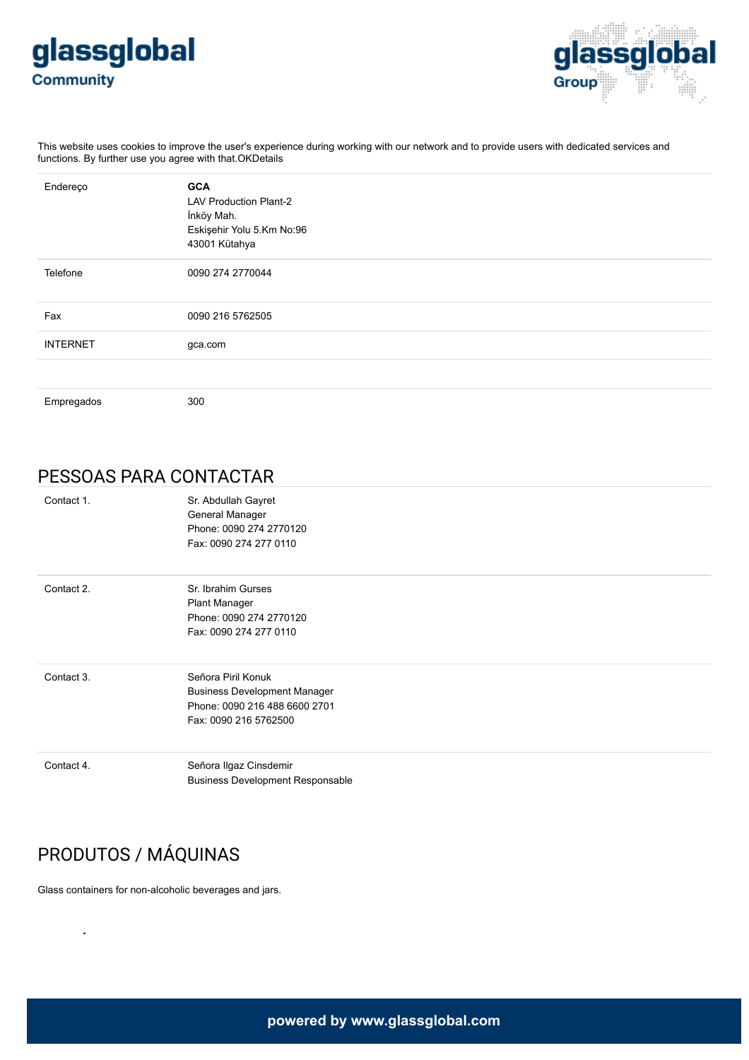glassglobal
Community

glassglobal
Group

This website uses cookies to improve the user's experience during working with our network and to provide users with dedicated services and functions. By further use you agree with that.OKDetails

| | |
|---|---|
| Endereço | **GCA**<br>LAV Production Plant-2<br>İnköy Mah.<br>Eskişehir Yolu 5.Km No:96<br>43001 Kütahya |
| Telefone | 0090 274 2770044 |
| Fax | 0090 216 5762505 |
| INTERNET | gca.com |
| | |
| Empregados | 300 |

## PESSOAS PARA CONTACTAR

| | |
|---|---|
| Contact 1. | Sr. Abdullah Gayret<br>General Manager<br>Phone: 0090 274 2770120<br>Fax: 0090 274 277 0110 |
| Contact 2. | Sr. Ibrahim Gurses<br>Plant Manager<br>Phone: 0090 274 2770120<br>Fax: 0090 274 277 0110 |
| Contact 3. | Señora Piril Konuk<br>Business Development Manager<br>Phone: 0090 216 488 6600 2701<br>Fax: 0090 216 5762500 |
| Contact 4. | Señora Ilgaz Cinsdemir<br>Business Development Responsable |

## PRODUTOS / MÁQUINAS

Glass containers for non-alcoholic beverages and jars.

powered by www.glassglobal.com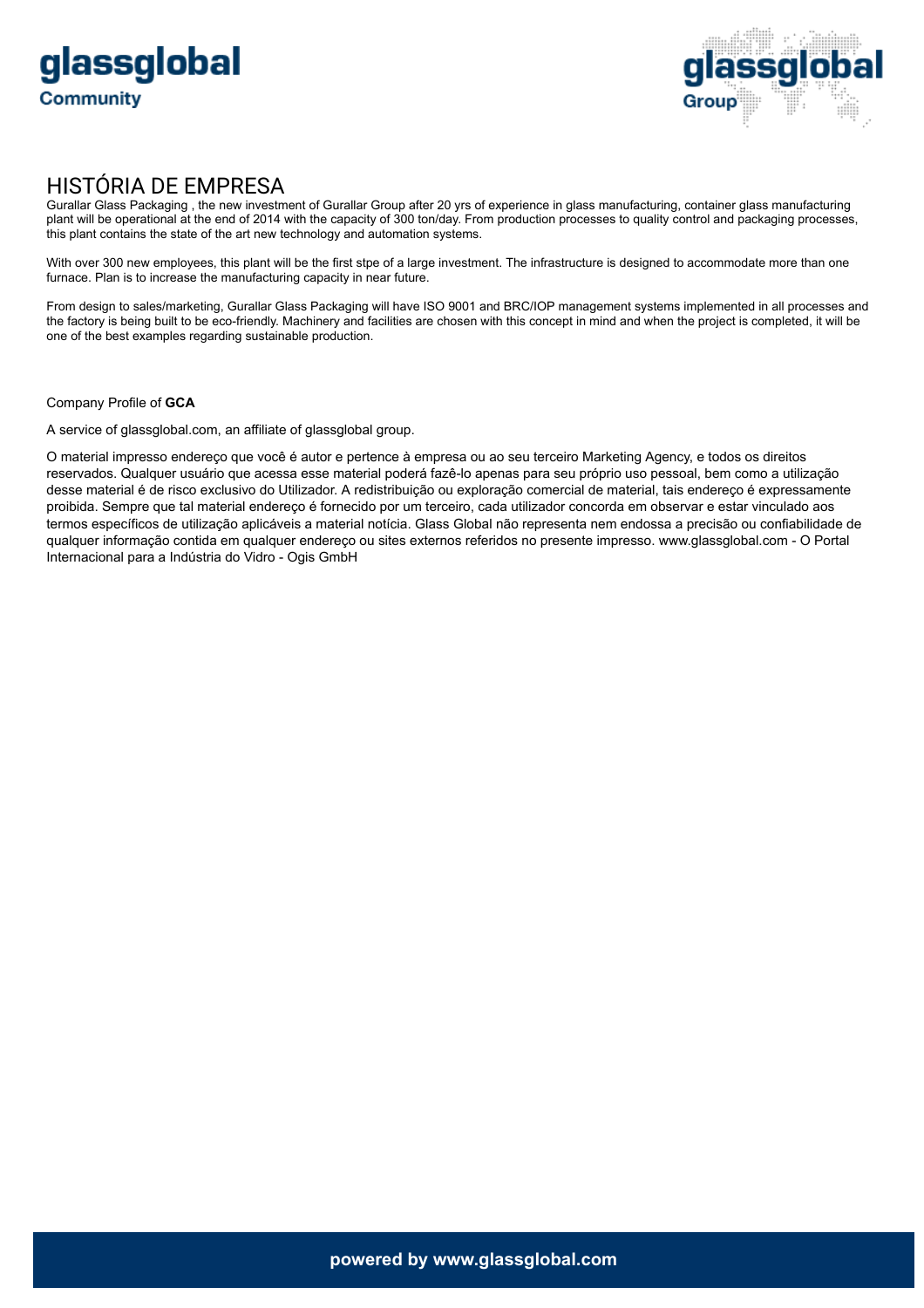# HISTÓRIA DE EMPRESA

Gurallar Glass Packaging , the new investment of Gurallar Group after 20 yrs of experience in glass manufacturing, container glass manufacturing plant will be operational at the end of 2014 with the capacity of 300 ton/day. From production processes to quality control and packaging processes, this plant contains the state of the art new technology and automation systems.

With over 300 new employees, this plant will be the first stpe of a large investment. The infrastructure is designed to accommodate more than one furnace. Plan is to increase the manufacturing capacity in near future.

From design to sales/marketing, Gurallar Glass Packaging will have ISO 9001 and BRC/IOP management systems implemented in all processes and the factory is being built to be eco-friendly. Machinery and facilities are chosen with this concept in mind and when the project is completed, it will be one of the best examples regarding sustainable production.

Company Profile of **GCA**

A service of glassglobal.com, an affiliate of glassglobal group.

O material impresso endereço que você é autor e pertence à empresa ou ao seu terceiro Marketing Agency, e todos os direitos reservados. Qualquer usuário que acessa esse material poderá fazê-lo apenas para seu próprio uso pessoal, bem como a utilização desse material é de risco exclusivo do Utilizador. A redistribuição ou exploração comercial de material, tais endereço é expressamente proibida. Sempre que tal material endereço é fornecido por um terceiro, cada utilizador concorda em observar e estar vinculado aos termos específicos de utilização aplicáveis a material notícia. Glass Global não representa nem endossa a precisão ou confiabilidade de qualquer informação contida em qualquer endereço ou sites externos referidos no presente impresso. www.glassglobal.com - O Portal Internacional para a Indústria do Vidro - Ogis GmbH